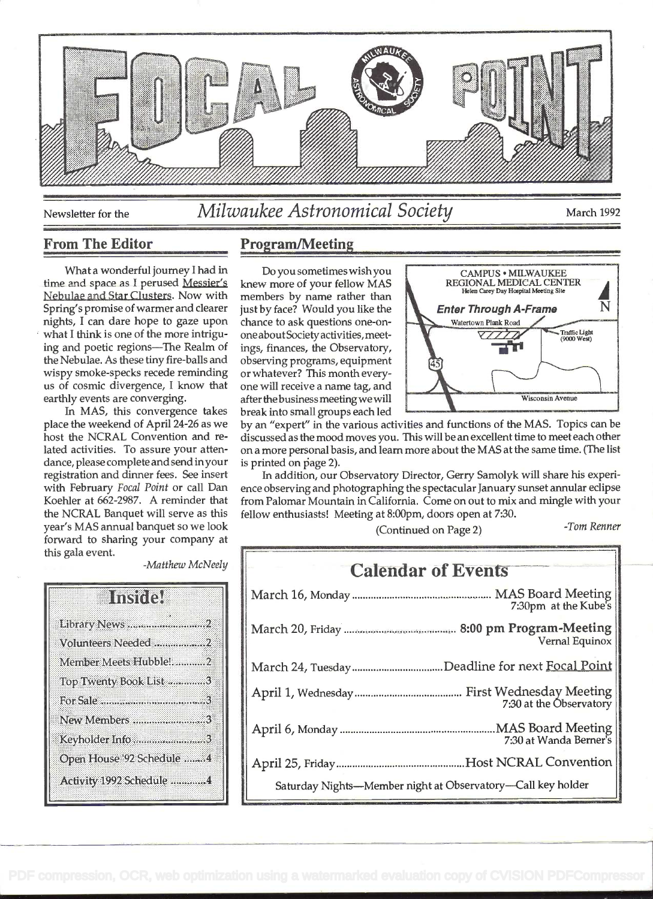# FOCAL POINT

Newsletter for the **Milwaukee Astronomical Society** March 1992

## From The Editor

What a wonderful journey I had in time and space as I perused Messier's Nebulae and Star Clusters. Now with Spring's promise of warmer and clearer nights, I can dare hope to gaze upon what I think is one of the more intriguing and poetic regions—The Realm of the Nebulae. As these tiny fire-balls and wispy smoke-specks recede reminding us of cosmic divergence, I know that earthly events are converging.

In MAS, this convergence takes place the weekend of April 24-26 as we host the NCRAL Convention and related activities. To assure your attendance, please complete and send in your registration and dinner fees. See insert with February *Focal Point* or call Dan Koehler at 662-2987. A reminder that the NCRAL Banquet will serve as this year's MAS annual banquet so we look forward to sharing your company at this gala event.

*-Matthew McNeely*

## Inside!

- Library News ....... 2
- Volunteers Needed ....... 2
- Member Meets Hubble! ....... 2
- Top Twenty Book List ....... 3
- For Sale ....... 3
- New Members ....... 3
- Keyholder Info ....... 3
- Open House '92 Schedule ....... 4
- Activity 1992 Schedule ....... 4

## Program/Meeting

Do you sometimes wish you knew more of your fellow MAS members by name rather than just by face? Would you like the chance to ask questions one-on-one about Society activities, meetings, finances, the Observatory, observing programs, equipment or whatever? This month everyone will receive a name tag, and after the business meeting we will break into small groups each led by an "expert" in the various activities and functions of the MAS. Topics can be discussed as the mood moves you. This will be an excellent time to meet each other on a more personal basis, and learn more about the MAS at the same time. (The list is printed on page 2).

In addition, our Observatory Director, Gerry Samolyk will share his experience observing and photographing the spectacular January sunset annular eclipse from Palomar Mountain in California. Come on out to mix and mingle with your fellow enthusiasts! Meeting at 8:00pm, doors open at 7:30.

(Continued on Page 2)

*-Tom Renner*

CAMPUS • MILWAUKEE REGIONAL MEDICAL CENTER
Helen Carey Day Hospital Meeting Site
**Enter Through A-Frame**
N
Watertown Plank Road
Traffic Light (9000 West)
45
Wisconsin Avenue

## Calendar of Events

| Date | Event |
| --- | --- |
| March 16, Monday | MAS Board Meeting 7:30pm at the Kube's |
| March 20, Friday | **8:00 pm Program-Meeting** Vernal Equinox |
| March 24, Tuesday | Deadline for next Focal Point |
| April 1, Wednesday | First Wednesday Meeting 7:30 at the Observatory |
| April 6, Monday | MAS Board Meeting 7:30 at Wanda Berner's |
| April 25, Friday | Host NCRAL Convention |

Saturday Nights—Member night at Observatory—Call key holder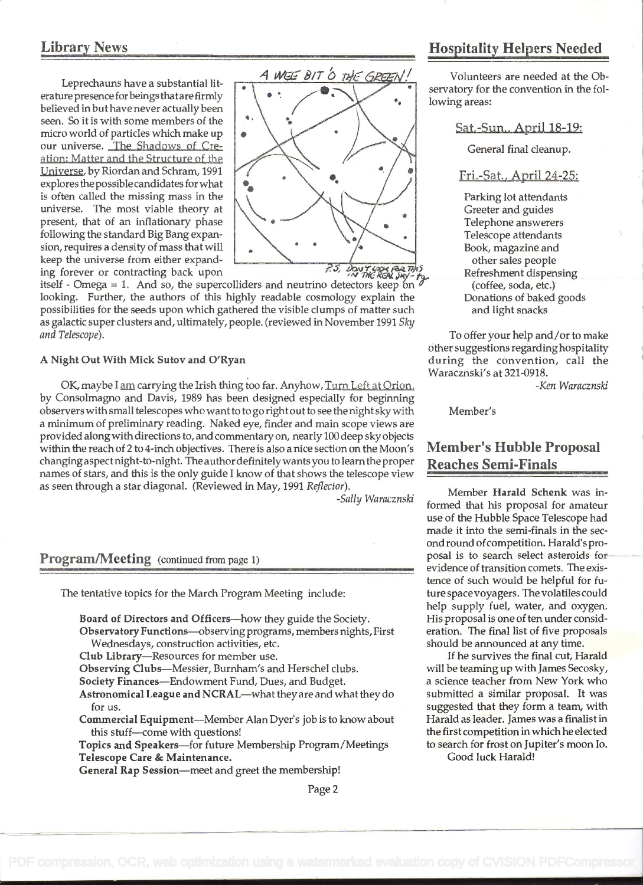## Library News

Leprechauns have a substantial literature presence for beings that are firmly believed in but have never actually been seen. So it is with some members of the micro world of particles which make up our universe. The Shadows of Creation: Matter and the Structure of the Universe, by Riordan and Schram, 1991 explores the possible candidates for what is often called the missing mass in the universe. The most viable theory at present, that of an inflationary phase following the standard Big Bang expansion, requires a density of mass that will keep the universe from either expanding forever or contracting back upon itself - Omega = 1. And so, the supercolliders and neutrino detectors keep on looking. Further, the authors of this highly readable cosmology explain the possibilities for the seeds upon which gathered the visible clumps of matter such as galactic super clusters and, ultimately, people. (reviewed in November 1991 *Sky and Telescope*).

A WEE BIT O' THE GREEN!

P.S. DON'T LOOK FOR THIS IN THE REAL SKY - tg

**A Night Out With Mick Sutov and O'Ryan**

OK, maybe I am carrying the Irish thing too far. Anyhow, Turn Left at Orion, by Consolmagno and Davis, 1989 has been designed especially for beginning observers with small telescopes who want to to go right out to see the night sky with a minimum of preliminary reading. Naked eye, finder and main scope views are provided along with directions to, and commentary on, nearly 100 deep sky objects within the reach of 2 to 4-inch objectives. There is also a nice section on the Moon's changing aspect night-to-night. The author definitely wants you to learn the proper names of stars, and this is the only guide I know of that shows the telescope view as seen through a star diagonal. (Reviewed in May, 1991 *Reflector*).

*-Sally Waracznski*

## Program/Meeting (continued from page 1)

The tentative topics for the March Program Meeting include:

- **Board of Directors and Officers**—how they guide the Society.
- **Observatory Functions**—observing programs, members nights, First Wednesdays, construction activities, etc.
- **Club Library**—Resources for member use.
- **Observing Clubs**—Messier, Burnham's and Herschel clubs.
- **Society Finances**—Endowment Fund, Dues, and Budget.
- **Astronomical League and NCRAL**—what they are and what they do for us.
- **Commercial Equipment**—Member Alan Dyer's job is to know about this stuff—come with questions!
- **Topics and Speakers**—for future Membership Program/Meetings
- **Telescope Care & Maintenance.**
- **General Rap Session**—meet and greet the membership!

## Hospitality Helpers Needed

Volunteers are needed at the Observatory for the convention in the following areas:

Sat.-Sun., April 18-19:

General final cleanup.

Fri.-Sat., April 24-25:

- Parking lot attendants
- Greeter and guides
- Telephone answerers
- Telescope attendants
- Book, magazine and other sales people
- Refreshment dispensing (coffee, soda, etc.)
- Donations of baked goods and light snacks

To offer your help and/or to make other suggestions regarding hospitality during the convention, call the Waracznski's at 321-0918.

*-Ken Waracznski*

Member's

## Member's Hubble Proposal Reaches Semi-Finals

Member **Harald Schenk** was informed that his proposal for amateur use of the Hubble Space Telescope had made it into the semi-finals in the second round of competition. Harald's proposal is to search select asteroids for evidence of transition comets. The existence of such would be helpful for future space voyagers. The volatiles could help supply fuel, water, and oxygen. His proposal is one of ten under consideration. The final list of five proposals should be announced at any time.

If he survives the final cut, Harald will be teaming up with James Secosky, a science teacher from New York who submitted a similar proposal. It was suggested that they form a team, with Harald as leader. James was a finalist in the first competition in which he elected to search for frost on Jupiter's moon Io.

Good luck Harald!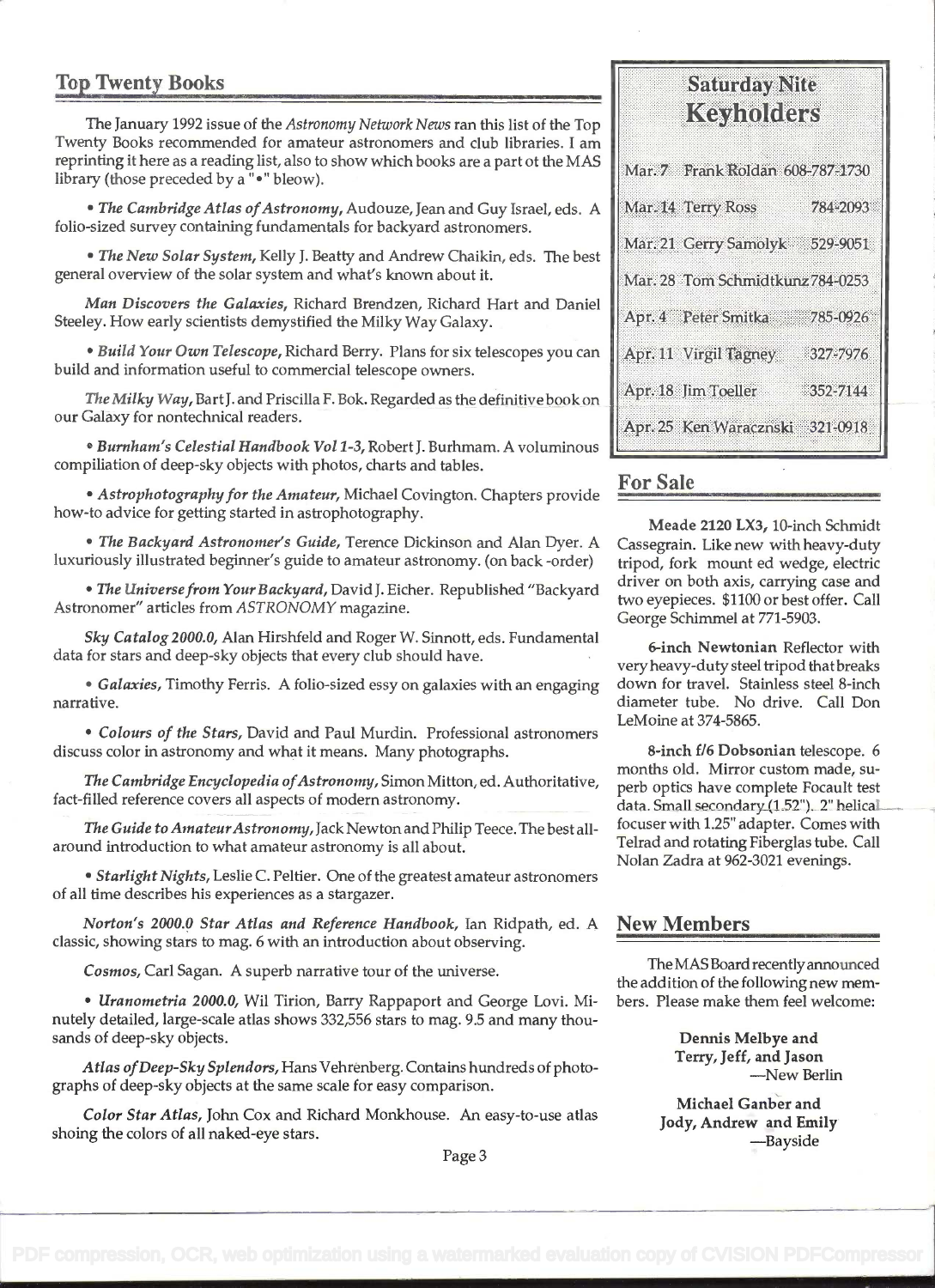## Top Twenty Books

The January 1992 issue of the *Astronomy Network News* ran this list of the Top Twenty Books recommended for amateur astronomers and club libraries. I am reprinting it here as a reading list, also to show which books are a part ot the MAS library (those preceded by a "•" bleow).

• *The Cambridge Atlas of Astronomy*, Audouze, Jean and Guy Israel, eds. A folio-sized survey containing fundamentals for backyard astronomers.

• *The New Solar System*, Kelly J. Beatty and Andrew Chaikin, eds. The best general overview of the solar system and what's known about it.

*Man Discovers the Galaxies*, Richard Brendzen, Richard Hart and Daniel Steeley. How early scientists demystified the Milky Way Galaxy.

• *Build Your Own Telescope*, Richard Berry. Plans for six telescopes you can build and information useful to commercial telescope owners.

*The Milky Way*, Bart J. and Priscilla F. Bok. Regarded as the definitive book on our Galaxy for nontechnical readers.

• *Burnham's Celestial Handbook Vol 1-3*, Robert J. Burhmam. A voluminous compiliation of deep-sky objects with photos, charts and tables.

• *Astrophotography for the Amateur*, Michael Covington. Chapters provide how-to advice for getting started in astrophotography.

• *The Backyard Astronomer's Guide*, Terence Dickinson and Alan Dyer. A luxuriously illustrated beginner's guide to amateur astronomy. (on back -order)

• *The Universe from Your Backyard*, David J. Eicher. Republished "Backyard Astronomer" articles from *ASTRONOMY* magazine.

*Sky Catalog 2000.0*, Alan Hirshfeld and Roger W. Sinnott, eds. Fundamental data for stars and deep-sky objects that every club should have.

• *Galaxies*, Timothy Ferris. A folio-sized essy on galaxies with an engaging narrative.

• *Colours of the Stars*, David and Paul Murdin. Professional astronomers discuss color in astronomy and what it means. Many photographs.

*The Cambridge Encyclopedia of Astronomy*, Simon Mitton, ed. Authoritative, fact-filled reference covers all aspects of modern astronomy.

*The Guide to Amateur Astronomy*, Jack Newton and Philip Teece. The best all-around introduction to what amateur astronomy is all about.

• *Starlight Nights*, Leslie C. Peltier. One of the greatest amateur astronomers of all time describes his experiences as a stargazer.

*Norton's 2000.0 Star Atlas and Reference Handbook*, Ian Ridpath, ed. A classic, showing stars to mag. 6 with an introduction about observing.

*Cosmos*, Carl Sagan. A superb narrative tour of the universe.

• *Uranometria 2000.0*, Wil Tirion, Barry Rappaport and George Lovi. Minutely detailed, large-scale atlas shows 332,556 stars to mag. 9.5 and many thousands of deep-sky objects.

*Atlas of Deep-Sky Splendors*, Hans Vehrenberg. Contains hundreds of photographs of deep-sky objects at the same scale for easy comparison.

*Color Star Atlas*, John Cox and Richard Monkhouse. An easy-to-use atlas shoing the colors of all naked-eye stars.

## Saturday Nite Keyholders

| Date | Name | Phone |
|---|---|---|
| Mar. 7 | Frank Roldan | 608-787-1730 |
| Mar. 14 | Terry Ross | 784-2093 |
| Mar. 21 | Gerry Samolyk | 529-9051 |
| Mar. 28 | Tom Schmidtkunz | 784-0253 |
| Apr. 4 | Peter Smitka | 785-0926 |
| Apr. 11 | Virgil Tagney | 327-7976 |
| Apr. 18 | Jim Toeller | 352-7144 |
| Apr. 25 | Ken Waraczynski | 321-0918 |

## For Sale

**Meade 2120 LX3**, 10-inch Schmidt Cassegrain. Like new with heavy-duty tripod, fork mount ed wedge, electric driver on both axis, carrying case and two eyepieces. $1100 or best offer. Call George Schimmel at 771-5903.

**6-inch Newtonian** Reflector with very heavy-duty steel tripod that breaks down for travel. Stainless steel 8-inch diameter tube. No drive. Call Don LeMoine at 374-5865.

**8-inch f/6 Dobsonian** telescope. 6 months old. Mirror custom made, superb optics have complete Focault test data. Small secondary (1.52"). 2" helical focuser with 1.25" adapter. Comes with Telrad and rotating Fiberglas tube. Call Nolan Zadra at 962-3021 evenings.

## New Members

The MAS Board recently announced the addition of the following new members. Please make them feel welcome:

**Dennis Melbye and**
**Terry, Jeff, and Jason**
—New Berlin

**Michael Ganber and**
**Jody, Andrew and Emily**
—Bayside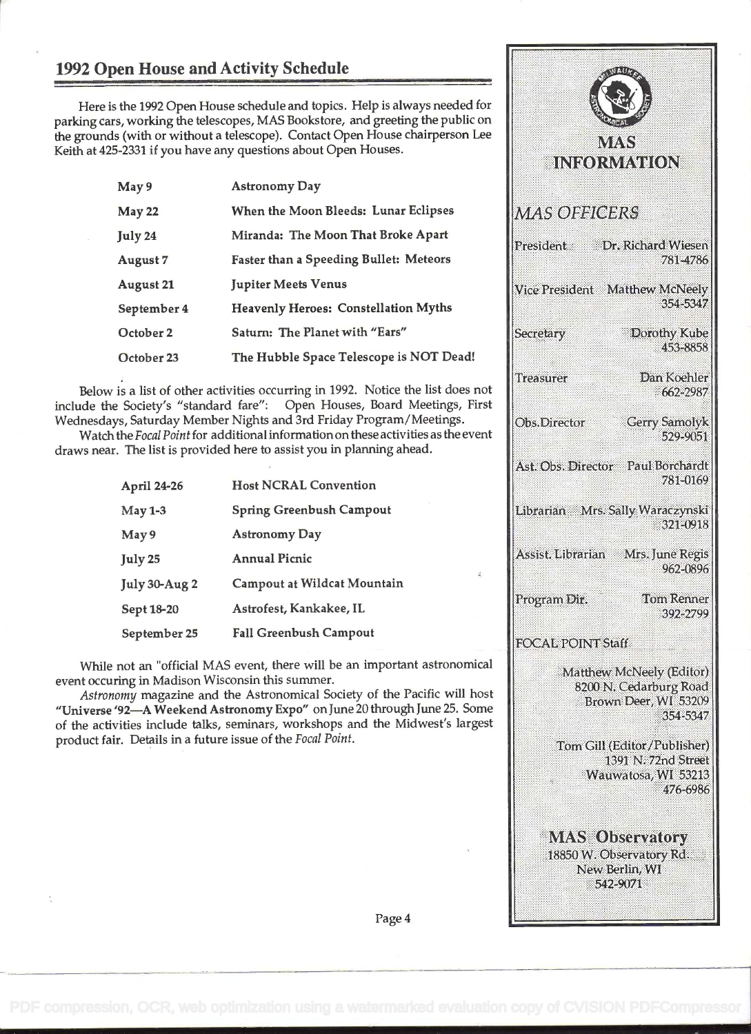## 1992 Open House and Activity Schedule

Here is the 1992 Open House schedule and topics. Help is always needed for parking cars, working the telescopes, MAS Bookstore, and greeting the public on the grounds (with or without a telescope). Contact Open House chairperson Lee Keith at 425-2331 if you have any questions about Open Houses.

| | |
|---|---|
| May 9 | Astronomy Day |
| May 22 | When the Moon Bleeds: Lunar Eclipses |
| July 24 | Miranda: The Moon That Broke Apart |
| August 7 | Faster than a Speeding Bullet: Meteors |
| August 21 | Jupiter Meets Venus |
| September 4 | Heavenly Heroes: Constellation Myths |
| October 2 | Saturn: The Planet with "Ears" |
| October 23 | The Hubble Space Telescope is NOT Dead! |

Below is a list of other activities occurring in 1992. Notice the list does not include the Society's "standard fare": Open Houses, Board Meetings, First Wednesdays, Saturday Member Nights and 3rd Friday Program/Meetings.

Watch the *Focal Point* for additional information on these activities as the event draws near. The list is provided here to assist you in planning ahead.

| | |
|---|---|
| April 24-26 | Host NCRAL Convention |
| May 1-3 | Spring Greenbush Campout |
| May 9 | Astronomy Day |
| July 25 | Annual Picnic |
| July 30-Aug 2 | Campout at Wildcat Mountain |
| Sept 18-20 | Astrofest, Kankakee, IL |
| September 25 | Fall Greenbush Campout |

While not an "official MAS event, there will be an important astronomical event occuring in Madison Wisconsin this summer.

*Astronomy* magazine and the Astronomical Society of the Pacific will host **"Universe '92—A Weekend Astronomy Expo"** on June 20 through June 25. Some of the activities include talks, seminars, workshops and the Midwest's largest product fair. Details in a future issue of the *Focal Point*.

## MAS INFORMATION

### *MAS OFFICERS*

President: Dr. Richard Wiesen, 781-4786

Vice President: Matthew McNeely, 354-5347

Secretary: Dorothy Kube, 453-8858

Treasurer: Dan Koehler, 662-2987

Obs. Director: Gerry Samolyk, 529-9051

Ast. Obs. Director: Paul Borchardt, 781-0169

Librarian: Mrs. Sally Waraczynski, 321-0918

Assist. Librarian: Mrs. June Regis, 962-0896

Program Dir.: Tom Renner, 392-2799

### FOCAL POINT Staff

Matthew McNeely (Editor)
8200 N. Cedarburg Road
Brown Deer, WI 53209
354-5347

Tom Gill (Editor/Publisher)
1391 N. 72nd Street
Wauwatosa, WI 53213
476-6986

### MAS Observatory

18850 W. Observatory Rd.
New Berlin, WI
542-9071